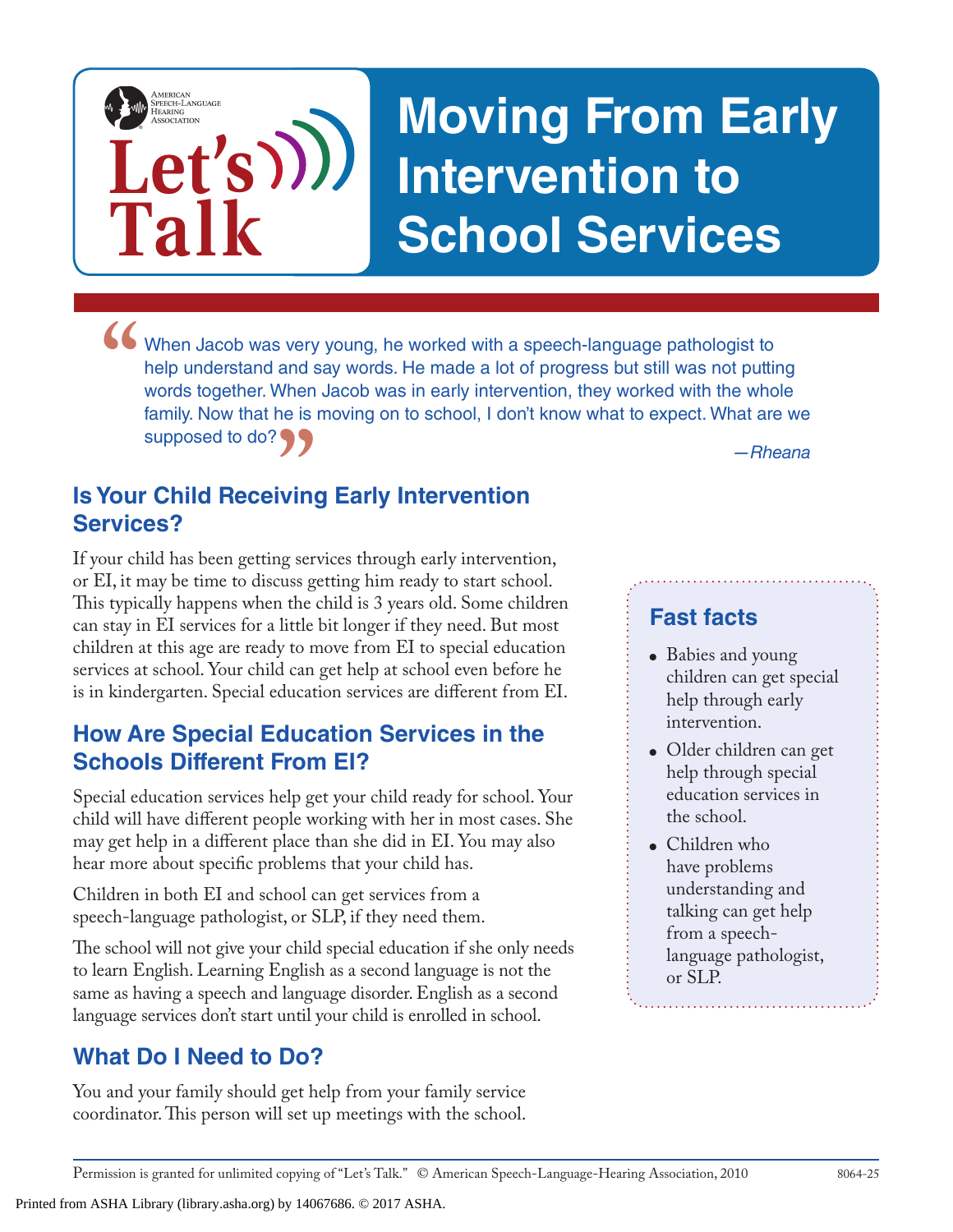American Speech-Language Hearing Association

# Let's Talk

# Moving From Early Intervention to School Services

> "When Jacob was very young, he worked with a speech-language pathologist to help understand and say words. He made a lot of progress but still was not putting words together. When Jacob was in early intervention, they worked with the whole family. Now that he is moving on to school, I don't know what to expect. What are we supposed to do?"
>
> *—Rheana*

## Is Your Child Receiving Early Intervention Services?

If your child has been getting services through early intervention, or EI, it may be time to discuss getting him ready to start school. This typically happens when the child is 3 years old. Some children can stay in EI services for a little bit longer if they need. But most children at this age are ready to move from EI to special education services at school. Your child can get help at school even before he is in kindergarten. Special education services are different from EI.

## How Are Special Education Services in the Schools Different From EI?

Special education services help get your child ready for school. Your child will have different people working with her in most cases. She may get help in a different place than she did in EI. You may also hear more about specific problems that your child has.

Children in both EI and school can get services from a speech-language pathologist, or SLP, if they need them.

The school will not give your child special education if she only needs to learn English. Learning English as a second language is not the same as having a speech and language disorder. English as a second language services don't start until your child is enrolled in school.

## What Do I Need to Do?

You and your family should get help from your family service coordinator. This person will set up meetings with the school.

### Fast facts

- Babies and young children can get special help through early intervention.
- Older children can get help through special education services in the school.
- Children who have problems understanding and talking can get help from a speech-language pathologist, or SLP.

Permission is granted for unlimited copying of "Let's Talk." © American Speech-Language-Hearing Association, 2010 8064-25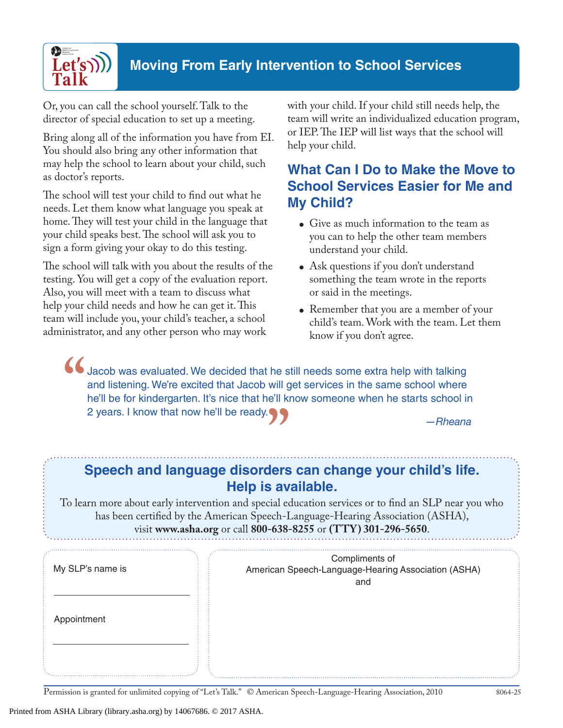# Moving From Early Intervention to School Services

Or, you can call the school yourself. Talk to the director of special education to set up a meeting.

Bring along all of the information you have from EI. You should also bring any other information that may help the school to learn about your child, such as doctor's reports.

The school will test your child to find out what he needs. Let them know what language you speak at home. They will test your child in the language that your child speaks best. The school will ask you to sign a form giving your okay to do this testing.

The school will talk with you about the results of the testing. You will get a copy of the evaluation report. Also, you will meet with a team to discuss what help your child needs and how he can get it. This team will include you, your child's teacher, a school administrator, and any other person who may work with your child. If your child still needs help, the team will write an individualized education program, or IEP. The IEP will list ways that the school will help your child.

## What Can I Do to Make the Move to School Services Easier for Me and My Child?

- Give as much information to the team as you can to help the other team members understand your child.
- Ask questions if you don't understand something the team wrote in the reports or said in the meetings.
- Remember that you are a member of your child's team. Work with the team. Let them know if you don't agree.

> "Jacob was evaluated. We decided that he still needs some extra help with talking and listening. We're excited that Jacob will get services in the same school where he'll be for kindergarten. It's nice that he'll know someone when he starts school in 2 years. I know that now he'll be ready."
>
> *—Rheana*

## Speech and language disorders can change your child's life. Help is available.

To learn more about early intervention and special education services or to find an SLP near you who has been certified by the American Speech-Language-Hearing Association (ASHA), visit **www.asha.org** or call **800-638-8255** or **(TTY) 301-296-5650**.

My SLP's name is

\_\_\_\_\_\_\_\_\_\_\_\_\_\_\_\_\_\_\_\_

Appointment

\_\_\_\_\_\_\_\_\_\_\_\_\_\_\_\_\_\_\_\_

Compliments of
American Speech-Language-Hearing Association (ASHA)
and

Permission is granted for unlimited copying of "Let's Talk." © American Speech-Language-Hearing Association, 2010 8064-25

Printed from ASHA Library (library.asha.org) by 14067686. © 2017 ASHA.